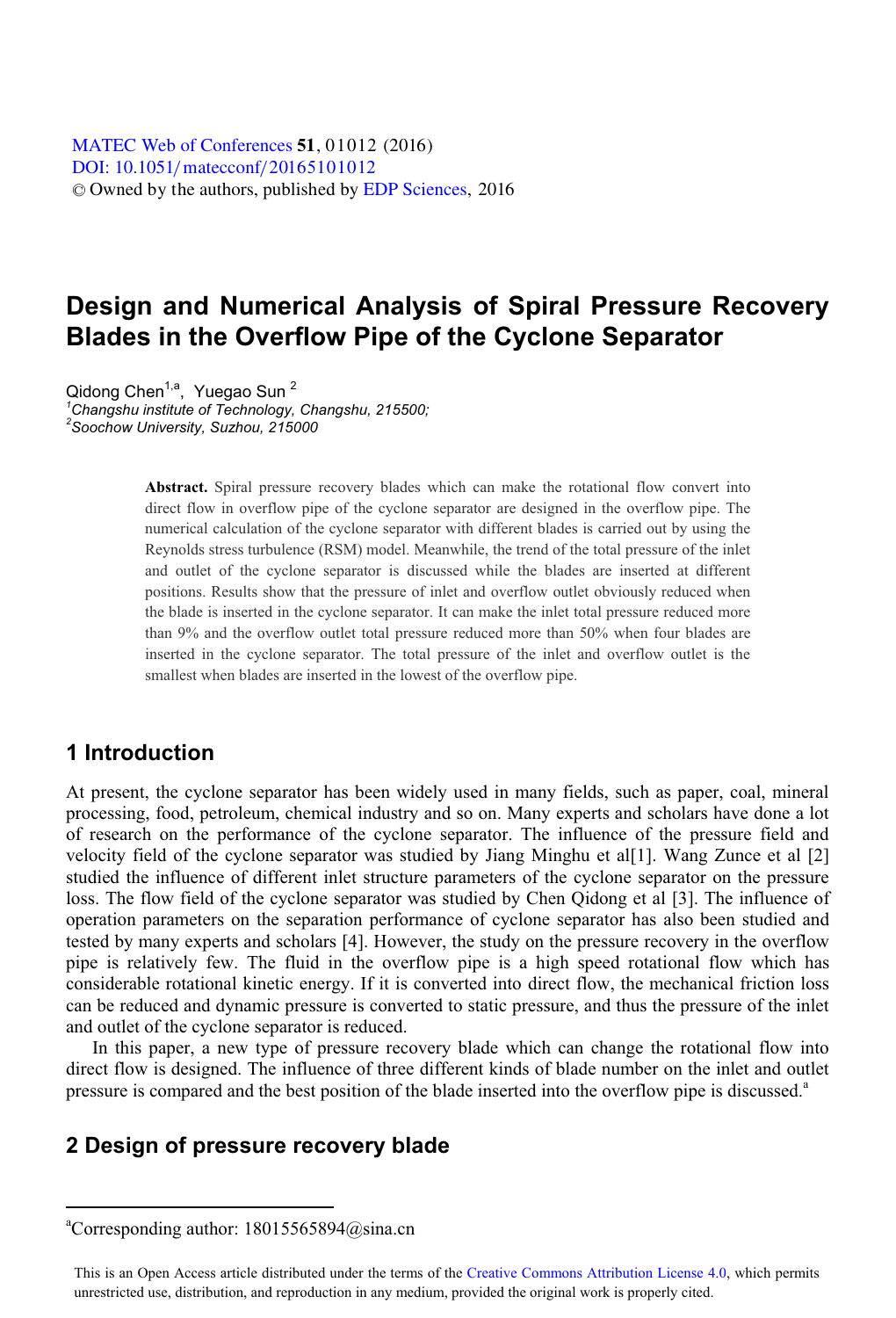MATEC Web of Conferences **51**, 01012 (2016)
DOI: 10.1051/matecconf/20165101012
© Owned by the authors, published by EDP Sciences, 2016

# Design and Numerical Analysis of Spiral Pressure Recovery Blades in the Overflow Pipe of the Cyclone Separator

Qidong Chen[1,a], Yuegao Sun [2]

[1]*Changshu institute of Technology, Changshu, 215500;*
[2]*Soochow University, Suzhou, 215000*

**Abstract.** Spiral pressure recovery blades which can make the rotational flow convert into direct flow in overflow pipe of the cyclone separator are designed in the overflow pipe. The numerical calculation of the cyclone separator with different blades is carried out by using the Reynolds stress turbulence (RSM) model. Meanwhile, the trend of the total pressure of the inlet and outlet of the cyclone separator is discussed while the blades are inserted at different positions. Results show that the pressure of inlet and overflow outlet obviously reduced when the blade is inserted in the cyclone separator. It can make the inlet total pressure reduced more than 9% and the overflow outlet total pressure reduced more than 50% when four blades are inserted in the cyclone separator. The total pressure of the inlet and overflow outlet is the smallest when blades are inserted in the lowest of the overflow pipe.

## 1 Introduction

At present, the cyclone separator has been widely used in many fields, such as paper, coal, mineral processing, food, petroleum, chemical industry and so on. Many experts and scholars have done a lot of research on the performance of the cyclone separator. The influence of the pressure field and velocity field of the cyclone separator was studied by Jiang Minghu et al[1]. Wang Zunce et al [2] studied the influence of different inlet structure parameters of the cyclone separator on the pressure loss. The flow field of the cyclone separator was studied by Chen Qidong et al [3]. The influence of operation parameters on the separation performance of cyclone separator has also been studied and tested by many experts and scholars [4]. However, the study on the pressure recovery in the overflow pipe is relatively few. The fluid in the overflow pipe is a high speed rotational flow which has considerable rotational kinetic energy. If it is converted into direct flow, the mechanical friction loss can be reduced and dynamic pressure is converted to static pressure, and thus the pressure of the inlet and outlet of the cyclone separator is reduced.

In this paper, a new type of pressure recovery blade which can change the rotational flow into direct flow is designed. The influence of three different kinds of blade number on the inlet and outlet pressure is compared and the best position of the blade inserted into the overflow pipe is discussed.[a]

## 2 Design of pressure recovery blade

[a]Corresponding author: 18015565894@sina.cn

This is an Open Access article distributed under the terms of the Creative Commons Attribution License 4.0, which permits unrestricted use, distribution, and reproduction in any medium, provided the original work is properly cited.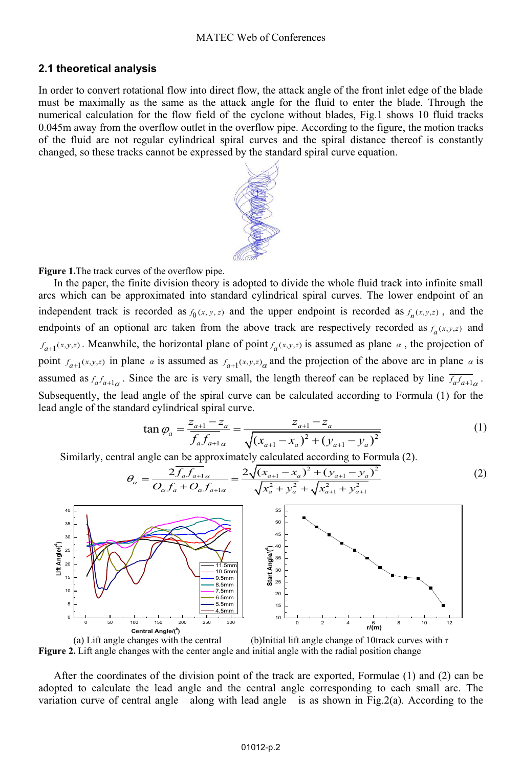## 2.1 theoretical analysis

In order to convert rotational flow into direct flow, the attack angle of the front inlet edge of the blade must be maximally as the same as the attack angle for the fluid to enter the blade. Through the numerical calculation for the flow field of the cyclone without blades, Fig.1 shows 10 fluid tracks 0.045m away from the overflow outlet in the overflow pipe. According to the figure, the motion tracks of the fluid are not regular cylindrical spiral curves and the spiral distance thereof is constantly changed, so these tracks cannot be expressed by the standard spiral curve equation.

**Figure 1.** The track curves of the overflow pipe.

In the paper, the finite division theory is adopted to divide the whole fluid track into infinite small arcs which can be approximated into standard cylindrical spiral curves. The lower endpoint of an independent track is recorded as $f_0(x,y,z)$ and the upper endpoint is recorded as $f_n(x,y,z)$, and the endpoints of an optional arc taken from the above track are respectively recorded as $f_a(x,y,z)$ and $f_{a+1}(x,y,z)$. Meanwhile, the horizontal plane of point $f_a(x,y,z)$ is assumed as plane $\alpha$, the projection of point $f_{a+1}(x,y,z)$ in plane $\alpha$ is assumed as $f_{a+1}(x,y,z)_\alpha$ and the projection of the above arc in plane $\alpha$ is assumed as $f_a f_{a+1\alpha}$. Since the arc is very small, the length thereof can be replaced by line $\overline{f_a f_{a+1\alpha}}$. Subsequently, the lead angle of the spiral curve can be calculated according to Formula (1) for the lead angle of the standard cylindrical spiral curve.

$$\tan\varphi_a = \frac{z_{a+1} - z_a}{\overline{f_a f_{a+1\alpha}}} = \frac{z_{a+1} - z_a}{\sqrt{(x_{a+1} - x_a)^2 + (y_{a+1} - y_a)^2}} \tag{1}$$

Similarly, central angle can be approximately calculated according to Formula (2).

$$\theta_\alpha = \frac{2\overline{f_a f_{a+1\alpha}}}{O_\alpha f_a + O_\alpha f_{a+1\alpha}} = \frac{2\sqrt{(x_{a+1} - x_a)^2 + (y_{a+1} - y_a)^2}}{\sqrt{x_a^2 + y_a^2} + \sqrt{x_{a+1}^2 + y_{a+1}^2}} \tag{2}$$

(a) Lift angle changes with the central (b)Initial lift angle change of 10track curves with r

**Figure 2.** Lift angle changes with the center angle and initial angle with the radial position change

After the coordinates of the division point of the track are exported, Formulae (1) and (2) can be adopted to calculate the lead angle and the central angle corresponding to each small arc. The variation curve of central angle along with lead angle is as shown in Fig.2(a). According to the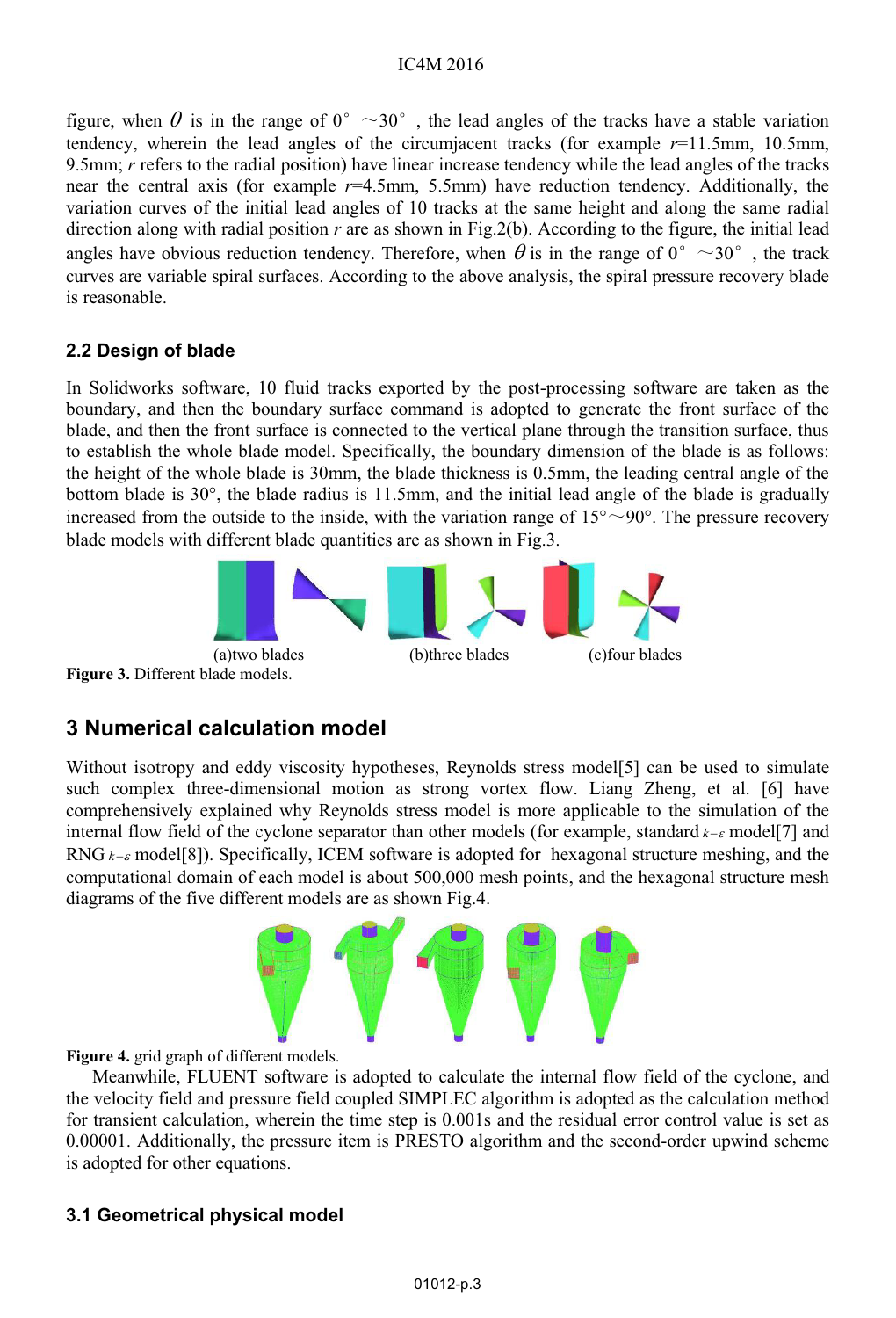figure, when $\theta$ is in the range of 0° ~30° , the lead angles of the tracks have a stable variation tendency, wherein the lead angles of the circumjacent tracks (for example $r$=11.5mm, 10.5mm, 9.5mm; $r$ refers to the radial position) have linear increase tendency while the lead angles of the tracks near the central axis (for example $r$=4.5mm, 5.5mm) have reduction tendency. Additionally, the variation curves of the initial lead angles of 10 tracks at the same height and along the same radial direction along with radial position $r$ are as shown in Fig.2(b). According to the figure, the initial lead angles have obvious reduction tendency. Therefore, when $\theta$ is in the range of 0° ~30° , the track curves are variable spiral surfaces. According to the above analysis, the spiral pressure recovery blade is reasonable.

### 2.2 Design of blade

In Solidworks software, 10 fluid tracks exported by the post-processing software are taken as the boundary, and then the boundary surface command is adopted to generate the front surface of the blade, and then the front surface is connected to the vertical plane through the transition surface, thus to establish the whole blade model. Specifically, the boundary dimension of the blade is as follows: the height of the whole blade is 30mm, the blade thickness is 0.5mm, the leading central angle of the bottom blade is 30°, the blade radius is 11.5mm, and the initial lead angle of the blade is gradually increased from the outside to the inside, with the variation range of 15°~90°. The pressure recovery blade models with different blade quantities are as shown in Fig.3.

(a)two blades (b)three blades (c)four blades

**Figure 3.** Different blade models.

## 3 Numerical calculation model

Without isotropy and eddy viscosity hypotheses, Reynolds stress model[5] can be used to simulate such complex three-dimensional motion as strong vortex flow. Liang Zheng, et al. [6] have comprehensively explained why Reynolds stress model is more applicable to the simulation of the internal flow field of the cyclone separator than other models (for example, standard $k-\varepsilon$ model[7] and RNG $k-\varepsilon$ model[8]). Specifically, ICEM software is adopted for hexagonal structure meshing, and the computational domain of each model is about 500,000 mesh points, and the hexagonal structure mesh diagrams of the five different models are as shown Fig.4.

**Figure 4.** grid graph of different models.

Meanwhile, FLUENT software is adopted to calculate the internal flow field of the cyclone, and the velocity field and pressure field coupled SIMPLEC algorithm is adopted as the calculation method for transient calculation, wherein the time step is 0.001s and the residual error control value is set as 0.00001. Additionally, the pressure item is PRESTO algorithm and the second-order upwind scheme is adopted for other equations.

### 3.1 Geometrical physical model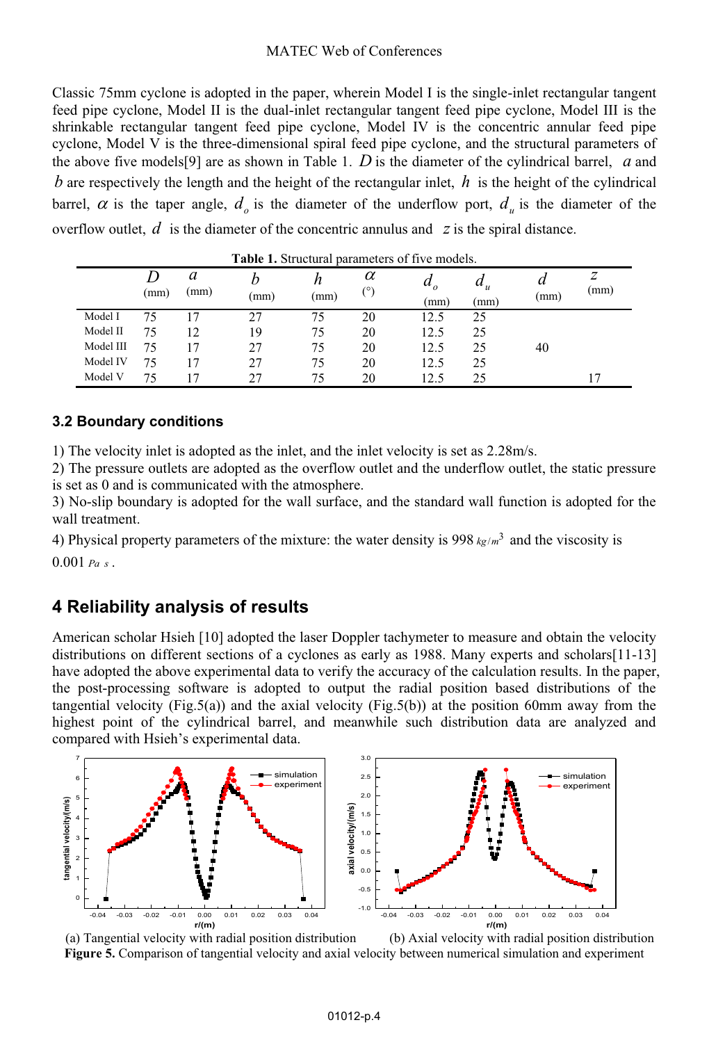Classic 75mm cyclone is adopted in the paper, wherein Model I is the single-inlet rectangular tangent feed pipe cyclone, Model II is the dual-inlet rectangular tangent feed pipe cyclone, Model III is the shrinkable rectangular tangent feed pipe cyclone, Model IV is the concentric annular feed pipe cyclone, Model V is the three-dimensional spiral feed pipe cyclone, and the structural parameters of the above five models[9] are as shown in Table 1. $D$ is the diameter of the cylindrical barrel, $a$ and $b$ are respectively the length and the height of the rectangular inlet, $h$ is the height of the cylindrical barrel, $\alpha$ is the taper angle, $d_o$ is the diameter of the underflow port, $d_u$ is the diameter of the overflow outlet, $d$ is the diameter of the concentric annulus and $z$ is the spiral distance.

**Table 1.** Structural parameters of five models.

| | $D$ (mm) | $a$ (mm) | $b$ (mm) | $h$ (mm) | $\alpha$ (°) | $d_o$ (mm) | $d_u$ (mm) | $d$ (mm) | $z$ (mm) |
|---|---|---|---|---|---|---|---|---|---|
| Model I | 75 | 17 | 27 | 75 | 20 | 12.5 | 25 | | |
| Model II | 75 | 12 | 19 | 75 | 20 | 12.5 | 25 | | |
| Model III | 75 | 17 | 27 | 75 | 20 | 12.5 | 25 | 40 | |
| Model IV | 75 | 17 | 27 | 75 | 20 | 12.5 | 25 | | |
| Model V | 75 | 17 | 27 | 75 | 20 | 12.5 | 25 | | 17 |

### 3.2 Boundary conditions

1) The velocity inlet is adopted as the inlet, and the inlet velocity is set as 2.28m/s.
2) The pressure outlets are adopted as the overflow outlet and the underflow outlet, the static pressure is set as 0 and is communicated with the atmosphere.
3) No-slip boundary is adopted for the wall surface, and the standard wall function is adopted for the wall treatment.
4) Physical property parameters of the mixture: the water density is 998 $kg/m^3$ and the viscosity is 0.001 $Pa\ s$.

## 4 Reliability analysis of results

American scholar Hsieh [10] adopted the laser Doppler tachymeter to measure and obtain the velocity distributions on different sections of a cyclones as early as 1988. Many experts and scholars[11-13] have adopted the above experimental data to verify the accuracy of the calculation results. In the paper, the post-processing software is adopted to output the radial position based distributions of the tangential velocity (Fig.5(a)) and the axial velocity (Fig.5(b)) at the position 60mm away from the highest point of the cylindrical barrel, and meanwhile such distribution data are analyzed and compared with Hsieh's experimental data.

(a) Tangential velocity with radial position distribution (b) Axial velocity with radial position distribution

**Figure 5.** Comparison of tangential velocity and axial velocity between numerical simulation and experiment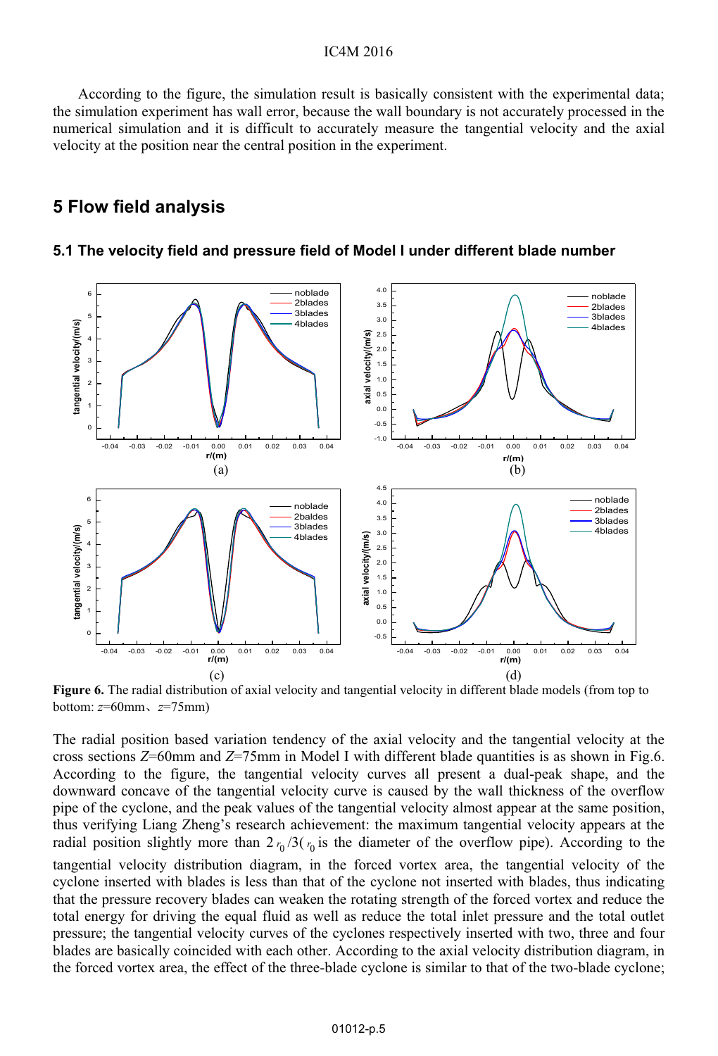According to the figure, the simulation result is basically consistent with the experimental data; the simulation experiment has wall error, because the wall boundary is not accurately processed in the numerical simulation and it is difficult to accurately measure the tangential velocity and the axial velocity at the position near the central position in the experiment.

## 5 Flow field analysis

### 5.1 The velocity field and pressure field of Model I under different blade number

**Figure 6.** The radial distribution of axial velocity and tangential velocity in different blade models (from top to bottom: $z$=60mm、$z$=75mm)

The radial position based variation tendency of the axial velocity and the tangential velocity at the cross sections $Z$=60mm and $Z$=75mm in Model I with different blade quantities is as shown in Fig.6. According to the figure, the tangential velocity curves all present a dual-peak shape, and the downward concave of the tangential velocity curve is caused by the wall thickness of the overflow pipe of the cyclone, and the peak values of the tangential velocity almost appear at the same position, thus verifying Liang Zheng's research achievement: the maximum tangential velocity appears at the radial position slightly more than $2r_0/3$($r_0$ is the diameter of the overflow pipe). According to the tangential velocity distribution diagram, in the forced vortex area, the tangential velocity of the cyclone inserted with blades is less than that of the cyclone not inserted with blades, thus indicating that the pressure recovery blades can weaken the rotating strength of the forced vortex and reduce the total energy for driving the equal fluid as well as reduce the total inlet pressure and the total outlet pressure; the tangential velocity curves of the cyclones respectively inserted with two, three and four blades are basically coincided with each other. According to the axial velocity distribution diagram, in the forced vortex area, the effect of the three-blade cyclone is similar to that of the two-blade cyclone;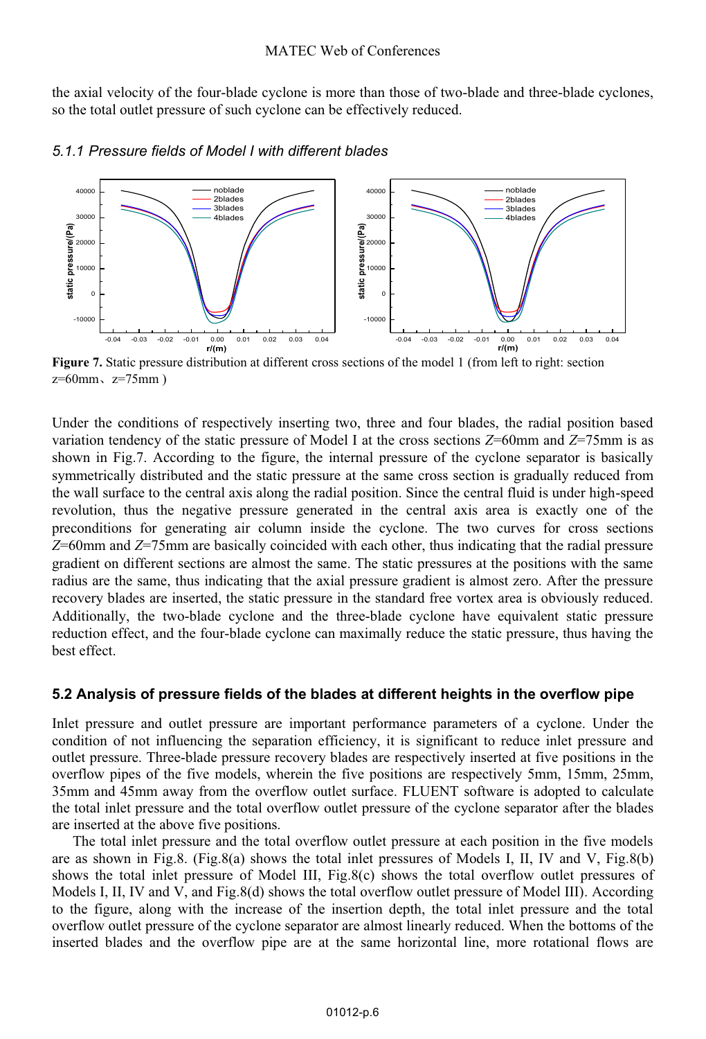the axial velocity of the four-blade cyclone is more than those of two-blade and three-blade cyclones, so the total outlet pressure of such cyclone can be effectively reduced.

#### *5.1.1 Pressure fields of Model I with different blades*

**Figure 7.** Static pressure distribution at different cross sections of the model 1 (from left to right: section z=60mm、z=75mm )

Under the conditions of respectively inserting two, three and four blades, the radial position based variation tendency of the static pressure of Model I at the cross sections $Z$=60mm and $Z$=75mm is as shown in Fig.7. According to the figure, the internal pressure of the cyclone separator is basically symmetrically distributed and the static pressure at the same cross section is gradually reduced from the wall surface to the central axis along the radial position. Since the central fluid is under high-speed revolution, thus the negative pressure generated in the central axis area is exactly one of the preconditions for generating air column inside the cyclone. The two curves for cross sections $Z$=60mm and $Z$=75mm are basically coincided with each other, thus indicating that the radial pressure gradient on different sections are almost the same. The static pressures at the positions with the same radius are the same, thus indicating that the axial pressure gradient is almost zero. After the pressure recovery blades are inserted, the static pressure in the standard free vortex area is obviously reduced. Additionally, the two-blade cyclone and the three-blade cyclone have equivalent static pressure reduction effect, and the four-blade cyclone can maximally reduce the static pressure, thus having the best effect.

### 5.2 Analysis of pressure fields of the blades at different heights in the overflow pipe

Inlet pressure and outlet pressure are important performance parameters of a cyclone. Under the condition of not influencing the separation efficiency, it is significant to reduce inlet pressure and outlet pressure. Three-blade pressure recovery blades are respectively inserted at five positions in the overflow pipes of the five models, wherein the five positions are respectively 5mm, 15mm, 25mm, 35mm and 45mm away from the overflow outlet surface. FLUENT software is adopted to calculate the total inlet pressure and the total overflow outlet pressure of the cyclone separator after the blades are inserted at the above five positions.

The total inlet pressure and the total overflow outlet pressure at each position in the five models are as shown in Fig.8. (Fig.8(a) shows the total inlet pressures of Models I, II, IV and V, Fig.8(b) shows the total inlet pressure of Model III, Fig.8(c) shows the total overflow outlet pressures of Models I, II, IV and V, and Fig.8(d) shows the total overflow outlet pressure of Model III). According to the figure, along with the increase of the insertion depth, the total inlet pressure and the total overflow outlet pressure of the cyclone separator are almost linearly reduced. When the bottoms of the inserted blades and the overflow pipe are at the same horizontal line, more rotational flows are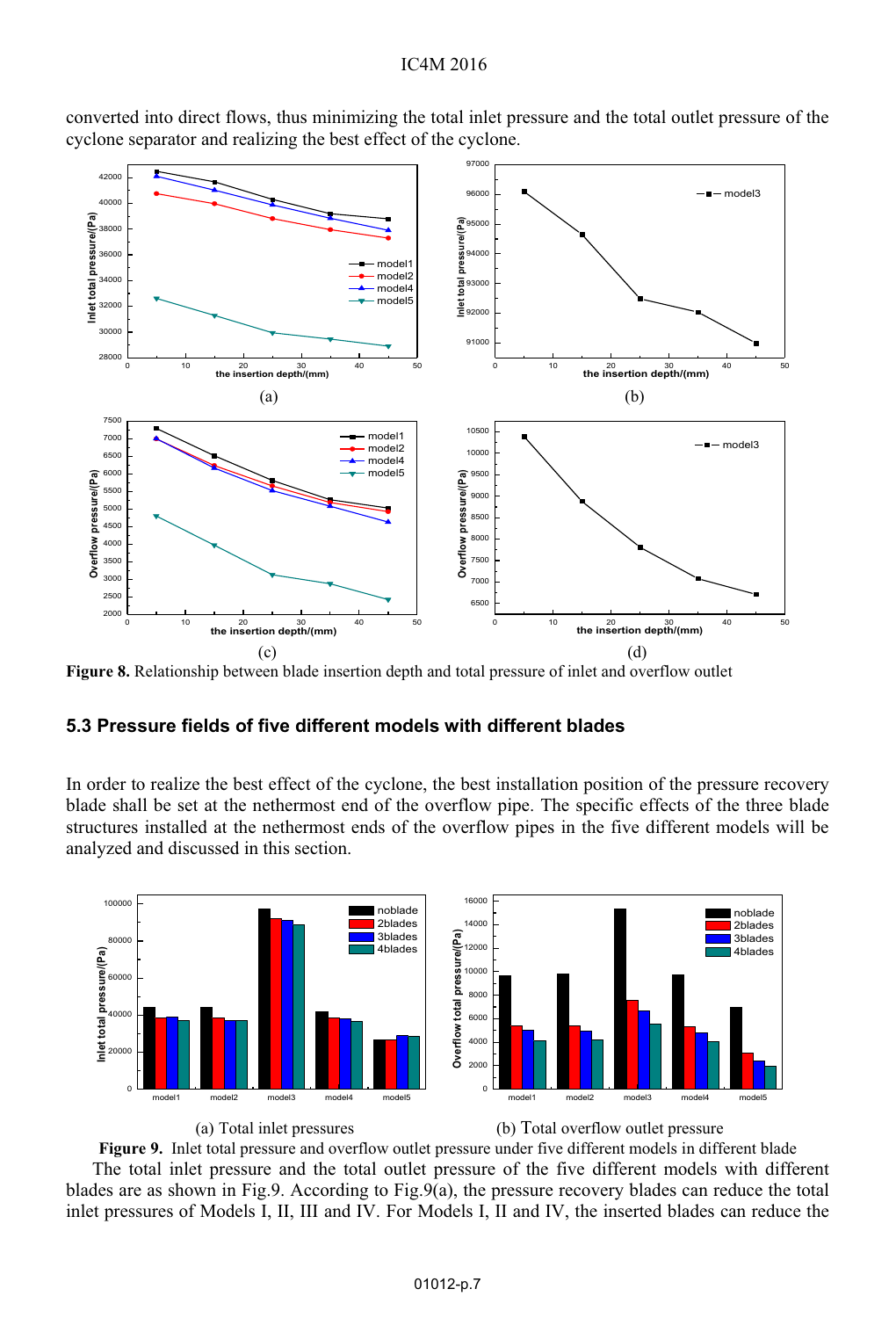converted into direct flows, thus minimizing the total inlet pressure and the total outlet pressure of the cyclone separator and realizing the best effect of the cyclone.

(a)

(b)

(c)

(d)

**Figure 8.** Relationship between blade insertion depth and total pressure of inlet and overflow outlet

## 5.3 Pressure fields of five different models with different blades

In order to realize the best effect of the cyclone, the best installation position of the pressure recovery blade shall be set at the nethermost end of the overflow pipe. The specific effects of the three blade structures installed at the nethermost ends of the overflow pipes in the five different models will be analyzed and discussed in this section.

(a) Total inlet pressures

(b) Total overflow outlet pressure

**Figure 9.** Inlet total pressure and overflow outlet pressure under five different models in different blade

The total inlet pressure and the total outlet pressure of the five different models with different blades are as shown in Fig.9. According to Fig.9(a), the pressure recovery blades can reduce the total inlet pressures of Models I, II, III and IV. For Models I, II and IV, the inserted blades can reduce the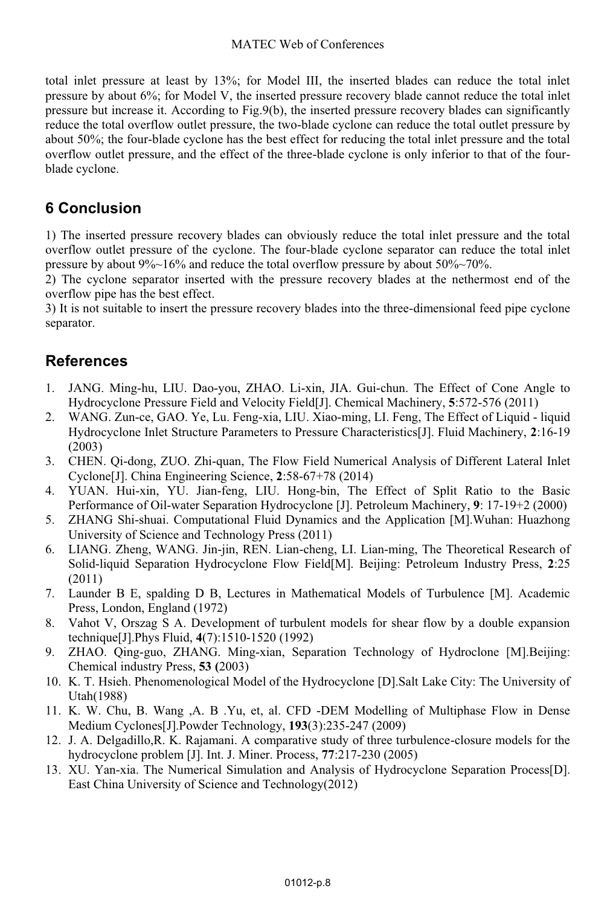total inlet pressure at least by 13%; for Model III, the inserted blades can reduce the total inlet pressure by about 6%; for Model V, the inserted pressure recovery blade cannot reduce the total inlet pressure but increase it. According to Fig.9(b), the inserted pressure recovery blades can significantly reduce the total overflow outlet pressure, the two-blade cyclone can reduce the total outlet pressure by about 50%; the four-blade cyclone has the best effect for reducing the total inlet pressure and the total overflow outlet pressure, and the effect of the three-blade cyclone is only inferior to that of the four-blade cyclone.

## 6 Conclusion

1) The inserted pressure recovery blades can obviously reduce the total inlet pressure and the total overflow outlet pressure of the cyclone. The four-blade cyclone separator can reduce the total inlet pressure by about 9%~16% and reduce the total overflow pressure by about 50%~70%.
2) The cyclone separator inserted with the pressure recovery blades at the nethermost end of the overflow pipe has the best effect.
3) It is not suitable to insert the pressure recovery blades into the three-dimensional feed pipe cyclone separator.

## References

1. JANG. Ming-hu, LIU. Dao-you, ZHAO. Li-xin, JIA. Gui-chun. The Effect of Cone Angle to Hydrocyclone Pressure Field and Velocity Field[J]. Chemical Machinery, **5**:572-576 (2011)
2. WANG. Zun-ce, GAO. Ye, Lu. Feng-xia, LIU. Xiao-ming, LI. Feng, The Effect of Liquid - liquid Hydrocyclone Inlet Structure Parameters to Pressure Characteristics[J]. Fluid Machinery, **2**:16-19 (2003)
3. CHEN. Qi-dong, ZUO. Zhi-quan, The Flow Field Numerical Analysis of Different Lateral Inlet Cyclone[J]. China Engineering Science, **2**:58-67+78 (2014)
4. YUAN. Hui-xin, YU. Jian-feng, LIU. Hong-bin, The Effect of Split Ratio to the Basic Performance of Oil-water Separation Hydrocyclone [J]. Petroleum Machinery, **9**: 17-19+2 (2000)
5. ZHANG Shi-shuai. Computational Fluid Dynamics and the Application [M].Wuhan: Huazhong University of Science and Technology Press (2011)
6. LIANG. Zheng, WANG. Jin-jin, REN. Lian-cheng, LI. Lian-ming, The Theoretical Research of Solid-liquid Separation Hydrocyclone Flow Field[M]. Beijing: Petroleum Industry Press, **2**:25 (2011)
7. Launder B E, spalding D B, Lectures in Mathematical Models of Turbulence [M]. Academic Press, London, England (1972)
8. Vahot V, Orszag S A. Development of turbulent models for shear flow by a double expansion technique[J].Phys Fluid, **4**(7):1510-1520 (1992)
9. ZHAO. Qing-guo, ZHANG. Ming-xian, Separation Technology of Hydroclone [M].Beijing: Chemical industry Press, **53 (**2003)
10. K. T. Hsieh. Phenomenological Model of the Hydrocyclone [D].Salt Lake City: The University of Utah(1988)
11. K. W. Chu, B. Wang ,A. B .Yu, et, al. CFD -DEM Modelling of Multiphase Flow in Dense Medium Cyclones[J].Powder Technology, **193**(3):235-247 (2009)
12. J. A. Delgadillo,R. K. Rajamani. A comparative study of three turbulence-closure models for the hydrocyclone problem [J]. Int. J. Miner. Process, **77**:217-230 (2005)
13. XU. Yan-xia. The Numerical Simulation and Analysis of Hydrocyclone Separation Process[D]. East China University of Science and Technology(2012)